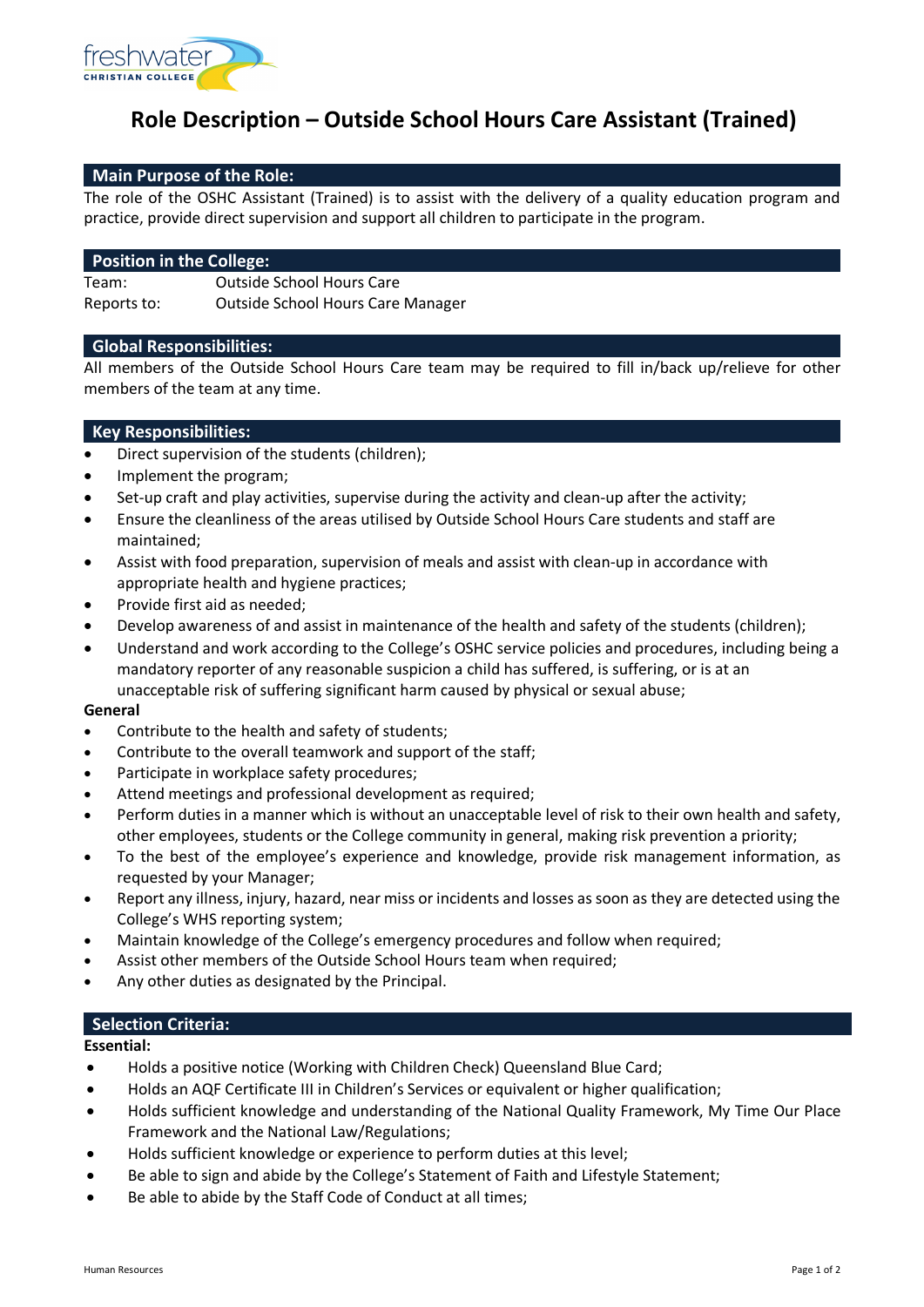# Role Description – Outside School Hours Care Assistant (Trained)

## Main Purpose of the Role:

The role of the OSHC Assistant (Trained) is to assist with the delivery of a quality education program and practice, provide direct supervision and support all children to participate in the program.

## Position in the College:

| | |
|---|---|
| Team: | Outside School Hours Care |
| Reports to: | Outside School Hours Care Manager |

## Global Responsibilities:

All members of the Outside School Hours Care team may be required to fill in/back up/relieve for other members of the team at any time.

## Key Responsibilities:

- Direct supervision of the students (children);
- Implement the program;
- Set-up craft and play activities, supervise during the activity and clean-up after the activity;
- Ensure the cleanliness of the areas utilised by Outside School Hours Care students and staff are maintained;
- Assist with food preparation, supervision of meals and assist with clean-up in accordance with appropriate health and hygiene practices;
- Provide first aid as needed;
- Develop awareness of and assist in maintenance of the health and safety of the students (children);
- Understand and work according to the College's OSHC service policies and procedures, including being a mandatory reporter of any reasonable suspicion a child has suffered, is suffering, or is at an unacceptable risk of suffering significant harm caused by physical or sexual abuse;

**General**

- Contribute to the health and safety of students;
- Contribute to the overall teamwork and support of the staff;
- Participate in workplace safety procedures;
- Attend meetings and professional development as required;
- Perform duties in a manner which is without an unacceptable level of risk to their own health and safety, other employees, students or the College community in general, making risk prevention a priority;
- To the best of the employee's experience and knowledge, provide risk management information, as requested by your Manager;
- Report any illness, injury, hazard, near miss or incidents and losses as soon as they are detected using the College's WHS reporting system;
- Maintain knowledge of the College's emergency procedures and follow when required;
- Assist other members of the Outside School Hours team when required;
- Any other duties as designated by the Principal.

## Selection Criteria:

**Essential:**

- Holds a positive notice (Working with Children Check) Queensland Blue Card;
- Holds an AQF Certificate III in Children's Services or equivalent or higher qualification;
- Holds sufficient knowledge and understanding of the National Quality Framework, My Time Our Place Framework and the National Law/Regulations;
- Holds sufficient knowledge or experience to perform duties at this level;
- Be able to sign and abide by the College's Statement of Faith and Lifestyle Statement;
- Be able to abide by the Staff Code of Conduct at all times;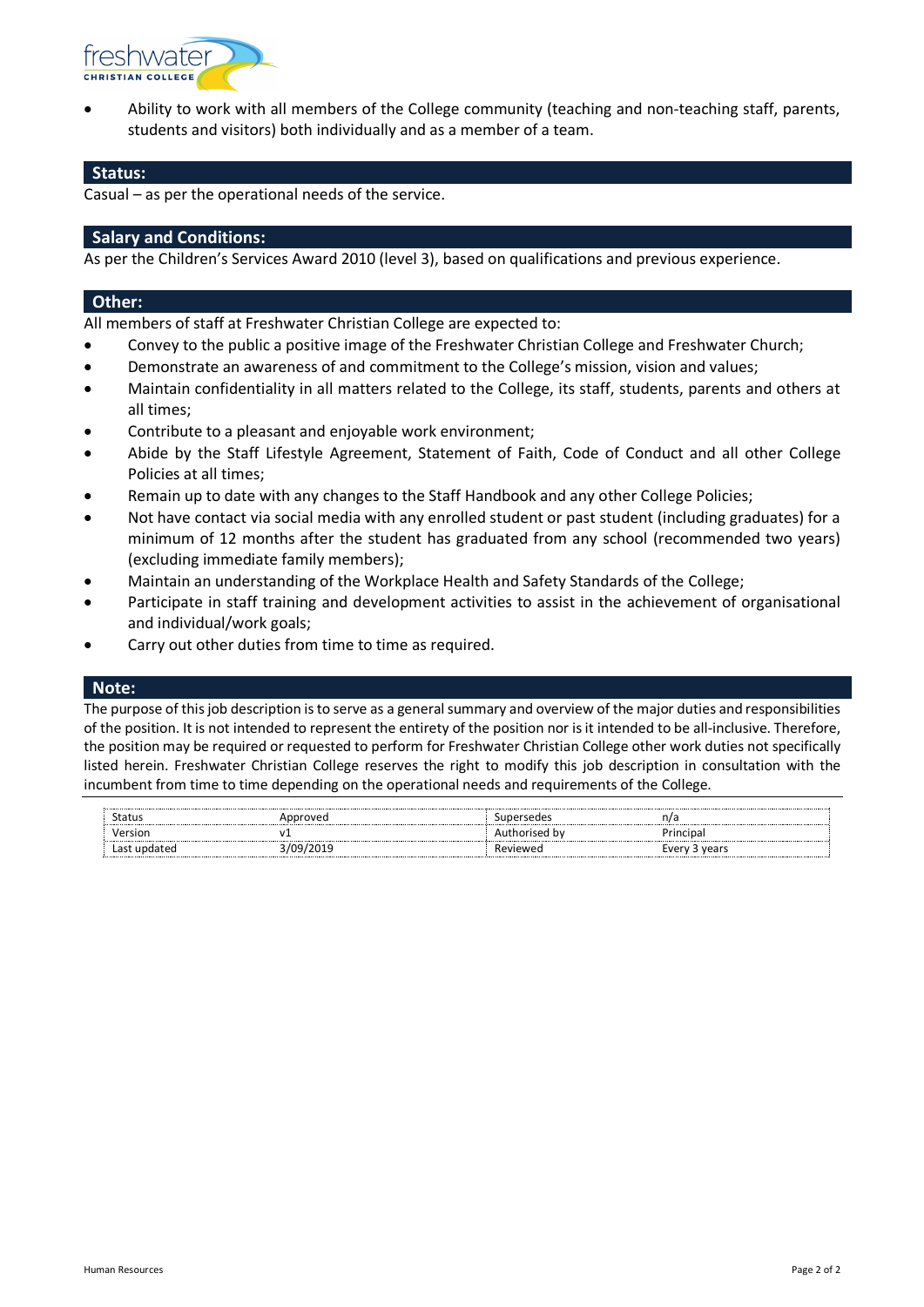- Ability to work with all members of the College community (teaching and non-teaching staff, parents, students and visitors) both individually and as a member of a team.

## Status:

Casual – as per the operational needs of the service.

## Salary and Conditions:

As per the Children's Services Award 2010 (level 3), based on qualifications and previous experience.

## Other:

All members of staff at Freshwater Christian College are expected to:

- Convey to the public a positive image of the Freshwater Christian College and Freshwater Church;
- Demonstrate an awareness of and commitment to the College's mission, vision and values;
- Maintain confidentiality in all matters related to the College, its staff, students, parents and others at all times;
- Contribute to a pleasant and enjoyable work environment;
- Abide by the Staff Lifestyle Agreement, Statement of Faith, Code of Conduct and all other College Policies at all times;
- Remain up to date with any changes to the Staff Handbook and any other College Policies;
- Not have contact via social media with any enrolled student or past student (including graduates) for a minimum of 12 months after the student has graduated from any school (recommended two years) (excluding immediate family members);
- Maintain an understanding of the Workplace Health and Safety Standards of the College;
- Participate in staff training and development activities to assist in the achievement of organisational and individual/work goals;
- Carry out other duties from time to time as required.

## Note:

The purpose of this job description is to serve as a general summary and overview of the major duties and responsibilities of the position. It is not intended to represent the entirety of the position nor is it intended to be all-inclusive. Therefore, the position may be required or requested to perform for Freshwater Christian College other work duties not specifically listed herein. Freshwater Christian College reserves the right to modify this job description in consultation with the incumbent from time to time depending on the operational needs and requirements of the College.

| | | | |
|---|---|---|---|
| Status | Approved | Supersedes | n/a |
| Version | v1 | Authorised by | Principal |
| Last updated | 3/09/2019 | Reviewed | Every 3 years |